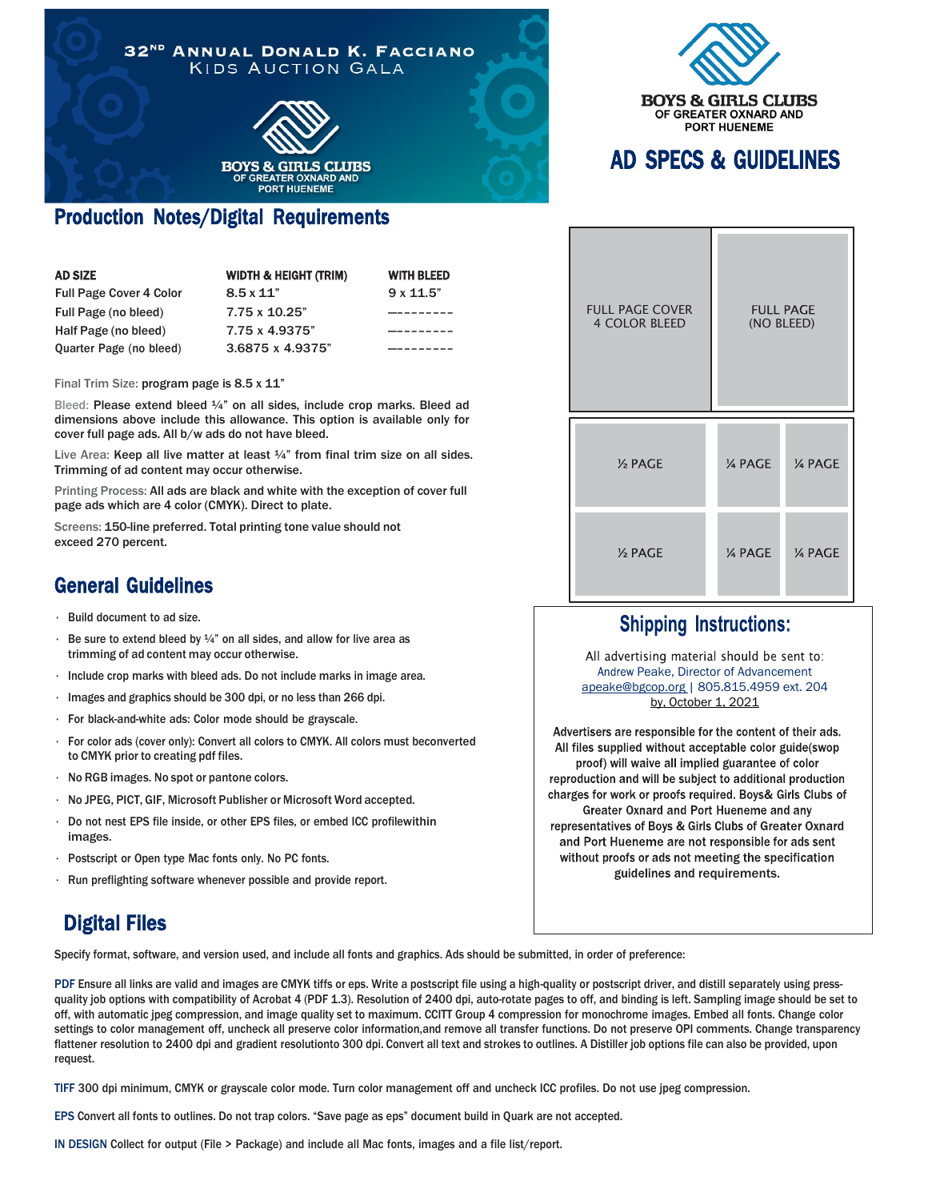# 32ND ANNUAL DONALD K. FACCIANO KIDS AUCTION GALA

BOYS & GIRLS CLUBS OF GREATER OXNARD AND PORT HUENEME

# AD SPECS & GUIDELINES

## Production Notes/Digital Requirements

| AD SIZE | WIDTH & HEIGHT (TRIM) | WITH BLEED |
|---|---|---|
| Full Page Cover 4 Color | 8.5 x 11" | 9 x 11.5" |
| Full Page (no bleed) | 7.75 x 10.25" | --------- |
| Half Page (no bleed) | 7.75 x 4.9375" | --------- |
| Quarter Page (no bleed) | 3.6875 x 4.9375" | --------- |

Final Trim Size: program page is 8.5 x 11"

Bleed: Please extend bleed ¼" on all sides, include crop marks. Bleed ad dimensions above include this allowance. This option is available only for cover full page ads. All b/w ads do not have bleed.

Live Area: Keep all live matter at least ¼" from final trim size on all sides. Trimming of ad content may occur otherwise.

Printing Process: All ads are black and white with the exception of cover full page ads which are 4 color (CMYK). Direct to plate.

Screens: 150-line preferred. Total printing tone value should not exceed 270 percent.

FULL PAGE COVER 4 COLOR BLEED | FULL PAGE (NO BLEED)

½ PAGE | ¼ PAGE | ¼ PAGE

½ PAGE | ¼ PAGE | ¼ PAGE

## General Guidelines

- Build document to ad size.
- Be sure to extend bleed by ¼" on all sides, and allow for live area as trimming of ad content may occur otherwise.
- Include crop marks with bleed ads. Do not include marks in image area.
- Images and graphics should be 300 dpi, or no less than 266 dpi.
- For black-and-white ads: Color mode should be grayscale.
- For color ads (cover only): Convert all colors to CMYK. All colors must beconverted to CMYK prior to creating pdf files.
- No RGB images. No spot or pantone colors.
- No JPEG, PICT, GIF, Microsoft Publisher or Microsoft Word accepted.
- Do not nest EPS file inside, or other EPS files, or embed ICC profilewithin images.
- Postscript or Open type Mac fonts only. No PC fonts.
- Run preflighting software whenever possible and provide report.

## Shipping Instructions:

All advertising material should be sent to:
Andrew Peake, Director of Advancement
apeake@bgcop.org | 805.815.4959 ext. 204
by, October 1, 2021

Advertisers are responsible for the content of their ads. All files supplied without acceptable color guide(swop proof) will waive all implied guarantee of color reproduction and will be subject to additional production charges for work or proofs required. Boys& Girls Clubs of Greater Oxnard and Port Hueneme and any representatives of Boys & Girls Clubs of Greater Oxnard and Port Hueneme are not responsible for ads sent without proofs or ads not meeting the specification guidelines and requirements.

## Digital Files

Specify format, software, and version used, and include all fonts and graphics. Ads should be submitted, in order of preference:

**PDF** Ensure all links are valid and images are CMYK tiffs or eps. Write a postscript file using a high-quality or postscript driver, and distill separately using press-quality job options with compatibility of Acrobat 4 (PDF 1.3). Resolution of 2400 dpi, auto-rotate pages to off, and binding is left. Sampling image should be set to off, with automatic jpeg compression, and image quality set to maximum. CCITT Group 4 compression for monochrome images. Embed all fonts. Change color settings to color management off, uncheck all preserve color information,and remove all transfer functions. Do not preserve OPI comments. Change transparency flattener resolution to 2400 dpi and gradient resolutionto 300 dpi. Convert all text and strokes to outlines. A Distiller job options file can also be provided, upon request.

**TIFF** 300 dpi minimum, CMYK or grayscale color mode. Turn color management off and uncheck ICC profiles. Do not use jpeg compression.

**EPS** Convert all fonts to outlines. Do not trap colors. "Save page as eps" document build in Quark are not accepted.

**IN DESIGN** Collect for output (File > Package) and include all Mac fonts, images and a file list/report.